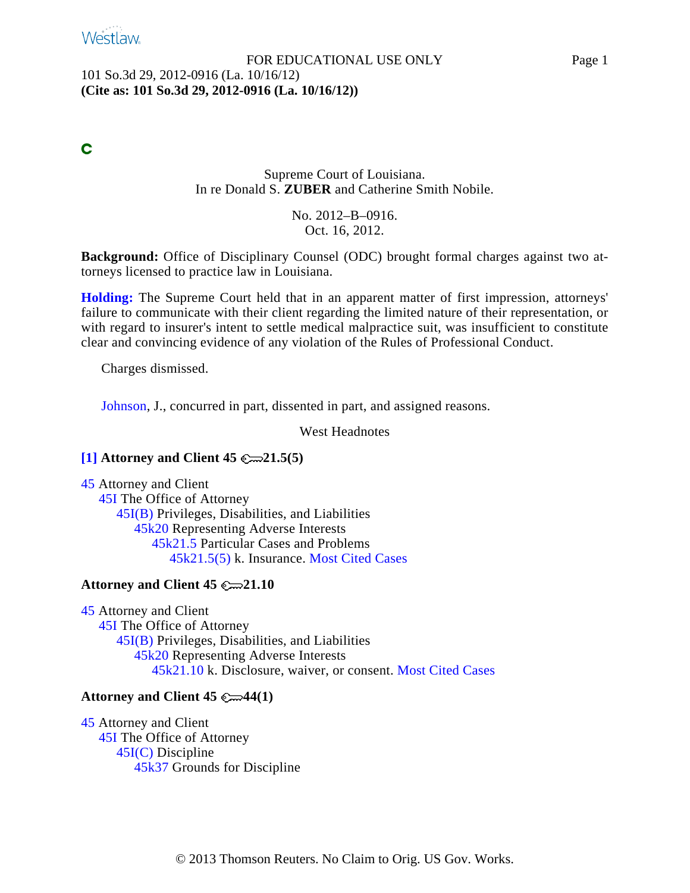101 So.3d 29, 2012-0916 (La. 10/16/12)
**(Cite as: 101 So.3d 29, 2012-0916 (La. 10/16/12))**

**C**

Supreme Court of Louisiana.
In re Donald S. **ZUBER** and Catherine Smith Nobile.

No. 2012–B–0916.
Oct. 16, 2012.

**Background:** Office of Disciplinary Counsel (ODC) brought formal charges against two attorneys licensed to practice law in Louisiana.

**Holding:** The Supreme Court held that in an apparent matter of first impression, attorneys' failure to communicate with their client regarding the limited nature of their representation, or with regard to insurer's intent to settle medical malpractice suit, was insufficient to constitute clear and convincing evidence of any violation of the Rules of Professional Conduct.

Charges dismissed.

Johnson, J., concurred in part, dissented in part, and assigned reasons.

West Headnotes

**[1] Attorney and Client 45 21.5(5)**

45 Attorney and Client
- 45I The Office of Attorney
  - 45I(B) Privileges, Disabilities, and Liabilities
    - 45k20 Representing Adverse Interests
      - 45k21.5 Particular Cases and Problems
        - 45k21.5(5) k. Insurance. Most Cited Cases

**Attorney and Client 45 21.10**

45 Attorney and Client
- 45I The Office of Attorney
  - 45I(B) Privileges, Disabilities, and Liabilities
    - 45k20 Representing Adverse Interests
      - 45k21.10 k. Disclosure, waiver, or consent. Most Cited Cases

**Attorney and Client 45 44(1)**

45 Attorney and Client
- 45I The Office of Attorney
  - 45I(C) Discipline
    - 45k37 Grounds for Discipline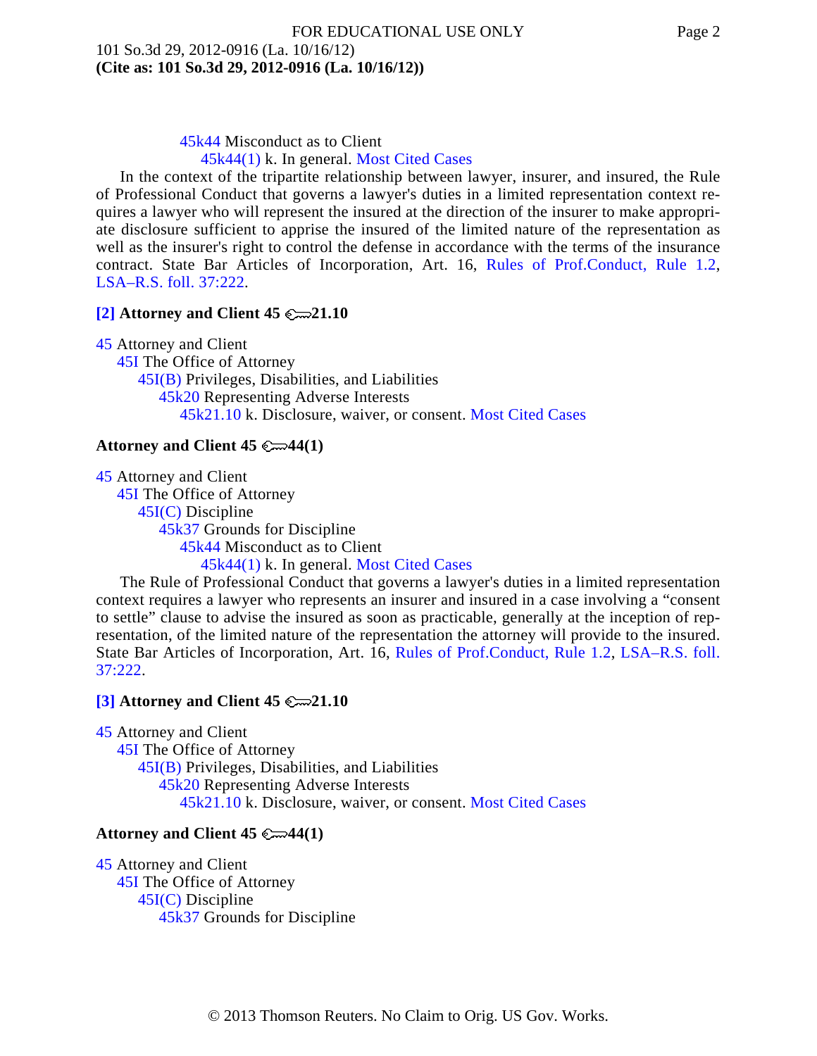45k44 Misconduct as to Client

45k44(1) k. In general. Most Cited Cases

In the context of the tripartite relationship between lawyer, insurer, and insured, the Rule of Professional Conduct that governs a lawyer's duties in a limited representation context requires a lawyer who will represent the insured at the direction of the insurer to make appropriate disclosure sufficient to apprise the insured of the limited nature of the representation as well as the insurer's right to control the defense in accordance with the terms of the insurance contract. State Bar Articles of Incorporation, Art. 16, Rules of Prof.Conduct, Rule 1.2, LSA–R.S. foll. 37:222.

**[2] Attorney and Client 45 ⚷21.10**

45 Attorney and Client

45I The Office of Attorney

45I(B) Privileges, Disabilities, and Liabilities

45k20 Representing Adverse Interests

45k21.10 k. Disclosure, waiver, or consent. Most Cited Cases

**Attorney and Client 45 ⚷44(1)**

45 Attorney and Client

45I The Office of Attorney

45I(C) Discipline

45k37 Grounds for Discipline

45k44 Misconduct as to Client

45k44(1) k. In general. Most Cited Cases

The Rule of Professional Conduct that governs a lawyer's duties in a limited representation context requires a lawyer who represents an insurer and insured in a case involving a "consent to settle" clause to advise the insured as soon as practicable, generally at the inception of representation, of the limited nature of the representation the attorney will provide to the insured. State Bar Articles of Incorporation, Art. 16, Rules of Prof.Conduct, Rule 1.2, LSA–R.S. foll. 37:222.

**[3] Attorney and Client 45 ⚷21.10**

45 Attorney and Client

45I The Office of Attorney

45I(B) Privileges, Disabilities, and Liabilities

45k20 Representing Adverse Interests

45k21.10 k. Disclosure, waiver, or consent. Most Cited Cases

**Attorney and Client 45 ⚷44(1)**

45 Attorney and Client

45I The Office of Attorney

45I(C) Discipline

45k37 Grounds for Discipline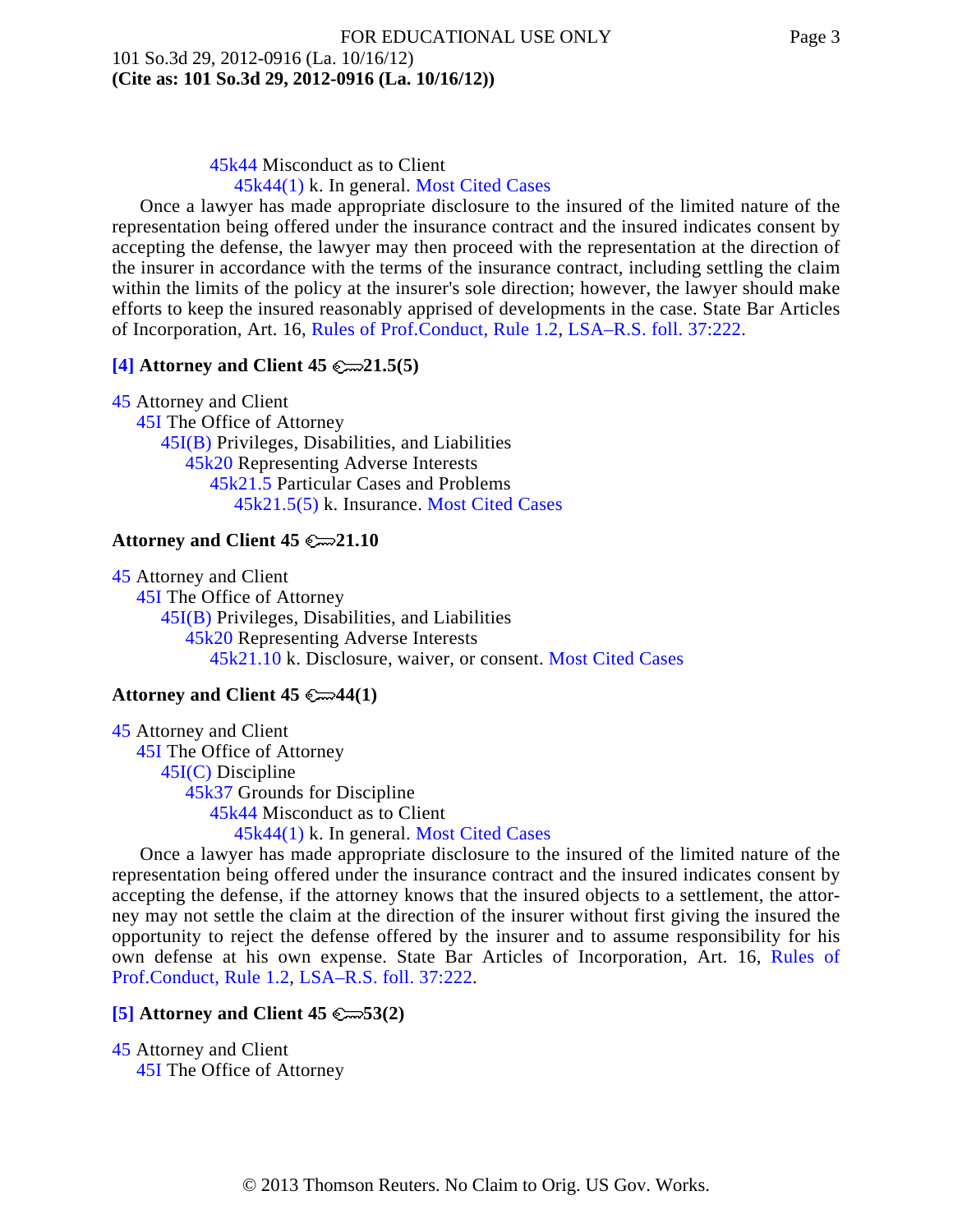45k44 Misconduct as to Client
45k44(1) k. In general. Most Cited Cases

Once a lawyer has made appropriate disclosure to the insured of the limited nature of the representation being offered under the insurance contract and the insured indicates consent by accepting the defense, the lawyer may then proceed with the representation at the direction of the insurer in accordance with the terms of the insurance contract, including settling the claim within the limits of the policy at the insurer's sole direction; however, the lawyer should make efforts to keep the insured reasonably apprised of developments in the case. State Bar Articles of Incorporation, Art. 16, Rules of Prof.Conduct, Rule 1.2, LSA–R.S. foll. 37:222.

**[4] Attorney and Client 45 21.5(5)**

45 Attorney and Client
45I The Office of Attorney
45I(B) Privileges, Disabilities, and Liabilities
45k20 Representing Adverse Interests
45k21.5 Particular Cases and Problems
45k21.5(5) k. Insurance. Most Cited Cases

**Attorney and Client 45 21.10**

45 Attorney and Client
45I The Office of Attorney
45I(B) Privileges, Disabilities, and Liabilities
45k20 Representing Adverse Interests
45k21.10 k. Disclosure, waiver, or consent. Most Cited Cases

**Attorney and Client 45 44(1)**

45 Attorney and Client
45I The Office of Attorney
45I(C) Discipline
45k37 Grounds for Discipline
45k44 Misconduct as to Client
45k44(1) k. In general. Most Cited Cases

Once a lawyer has made appropriate disclosure to the insured of the limited nature of the representation being offered under the insurance contract and the insured indicates consent by accepting the defense, if the attorney knows that the insured objects to a settlement, the attorney may not settle the claim at the direction of the insurer without first giving the insured the opportunity to reject the defense offered by the insurer and to assume responsibility for his own defense at his own expense. State Bar Articles of Incorporation, Art. 16, Rules of Prof.Conduct, Rule 1.2, LSA–R.S. foll. 37:222.

**[5] Attorney and Client 45 53(2)**

45 Attorney and Client
45I The Office of Attorney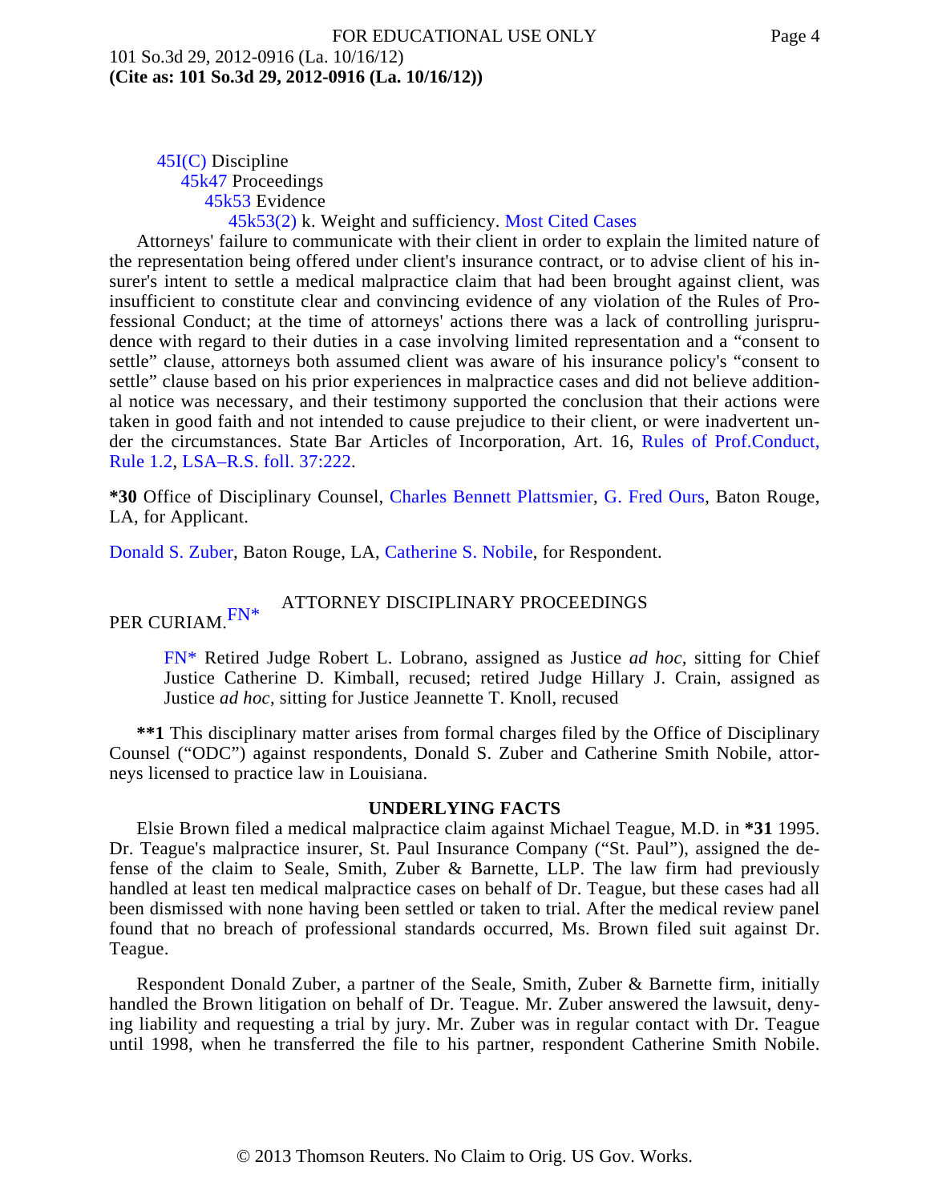45I(C) Discipline
  45k47 Proceedings
    45k53 Evidence
      45k53(2) k. Weight and sufficiency. Most Cited Cases

Attorneys' failure to communicate with their client in order to explain the limited nature of the representation being offered under client's insurance contract, or to advise client of his insurer's intent to settle a medical malpractice claim that had been brought against client, was insufficient to constitute clear and convincing evidence of any violation of the Rules of Professional Conduct; at the time of attorneys' actions there was a lack of controlling jurisprudence with regard to their duties in a case involving limited representation and a "consent to settle" clause, attorneys both assumed client was aware of his insurance policy's "consent to settle" clause based on his prior experiences in malpractice cases and did not believe additional notice was necessary, and their testimony supported the conclusion that their actions were taken in good faith and not intended to cause prejudice to their client, or were inadvertent under the circumstances. State Bar Articles of Incorporation, Art. 16, Rules of Prof.Conduct, Rule 1.2, LSA–R.S. foll. 37:222.

**\*30** Office of Disciplinary Counsel, Charles Bennett Plattsmier, G. Fred Ours, Baton Rouge, LA, for Applicant.

Donald S. Zuber, Baton Rouge, LA, Catherine S. Nobile, for Respondent.

ATTORNEY DISCIPLINARY PROCEEDINGS

PER CURIAM.[FN*]

> FN* Retired Judge Robert L. Lobrano, assigned as Justice *ad hoc*, sitting for Chief Justice Catherine D. Kimball, recused; retired Judge Hillary J. Crain, assigned as Justice *ad hoc*, sitting for Justice Jeannette T. Knoll, recused

**\*\*1** This disciplinary matter arises from formal charges filed by the Office of Disciplinary Counsel ("ODC") against respondents, Donald S. Zuber and Catherine Smith Nobile, attorneys licensed to practice law in Louisiana.

## UNDERLYING FACTS

Elsie Brown filed a medical malpractice claim against Michael Teague, M.D. in **\*31** 1995. Dr. Teague's malpractice insurer, St. Paul Insurance Company ("St. Paul"), assigned the defense of the claim to Seale, Smith, Zuber & Barnette, LLP. The law firm had previously handled at least ten medical malpractice cases on behalf of Dr. Teague, but these cases had all been dismissed with none having been settled or taken to trial. After the medical review panel found that no breach of professional standards occurred, Ms. Brown filed suit against Dr. Teague.

Respondent Donald Zuber, a partner of the Seale, Smith, Zuber & Barnette firm, initially handled the Brown litigation on behalf of Dr. Teague. Mr. Zuber answered the lawsuit, denying liability and requesting a trial by jury. Mr. Zuber was in regular contact with Dr. Teague until 1998, when he transferred the file to his partner, respondent Catherine Smith Nobile.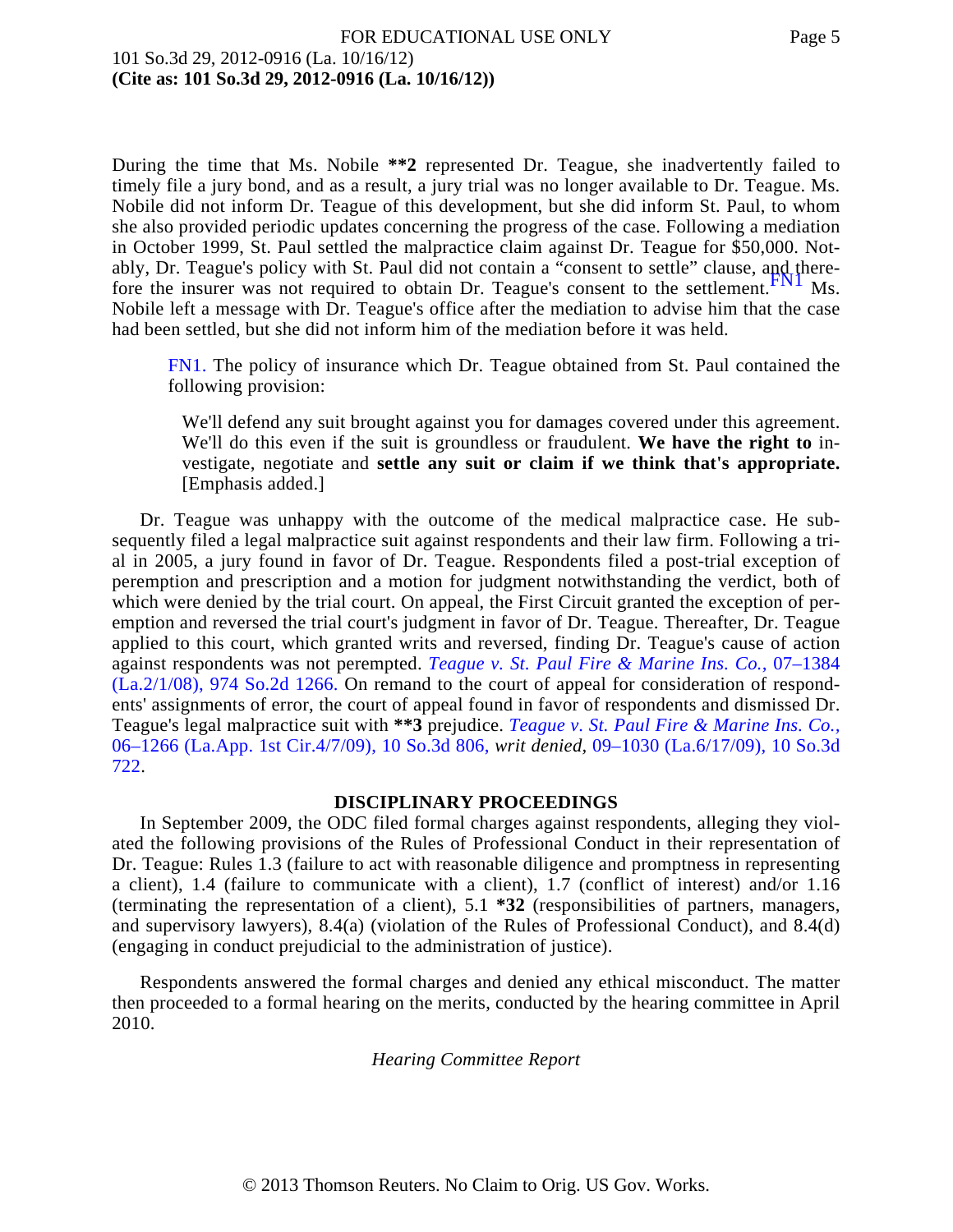During the time that Ms. Nobile **2 represented Dr. Teague, she inadvertently failed to timely file a jury bond, and as a result, a jury trial was no longer available to Dr. Teague. Ms. Nobile did not inform Dr. Teague of this development, but she did inform St. Paul, to whom she also provided periodic updates concerning the progress of the case. Following a mediation in October 1999, St. Paul settled the malpractice claim against Dr. Teague for $50,000. Notably, Dr. Teague's policy with St. Paul did not contain a "consent to settle" clause, and therefore the insurer was not required to obtain Dr. Teague's consent to the settlement.[FN1] Ms. Nobile left a message with Dr. Teague's office after the mediation to advise him that the case had been settled, but she did not inform him of the mediation before it was held.

> FN1. The policy of insurance which Dr. Teague obtained from St. Paul contained the following provision:
>
> > We'll defend any suit brought against you for damages covered under this agreement. We'll do this even if the suit is groundless or fraudulent. **We have the right to** investigate, negotiate and **settle any suit or claim if we think that's appropriate.** [Emphasis added.]

Dr. Teague was unhappy with the outcome of the medical malpractice case. He subsequently filed a legal malpractice suit against respondents and their law firm. Following a trial in 2005, a jury found in favor of Dr. Teague. Respondents filed a post-trial exception of peremption and prescription and a motion for judgment notwithstanding the verdict, both of which were denied by the trial court. On appeal, the First Circuit granted the exception of peremption and reversed the trial court's judgment in favor of Dr. Teague. Thereafter, Dr. Teague applied to this court, which granted writs and reversed, finding Dr. Teague's cause of action against respondents was not perempted. *Teague v. St. Paul Fire & Marine Ins. Co.,* 07–1384 (La.2/1/08), 974 So.2d 1266. On remand to the court of appeal for consideration of respondents' assignments of error, the court of appeal found in favor of respondents and dismissed Dr. Teague's legal malpractice suit with **3 prejudice. *Teague v. St. Paul Fire & Marine Ins. Co.,* 06–1266 (La.App. 1st Cir.4/7/09), 10 So.3d 806, *writ denied,* 09–1030 (La.6/17/09), 10 So.3d 722.

## DISCIPLINARY PROCEEDINGS

In September 2009, the ODC filed formal charges against respondents, alleging they violated the following provisions of the Rules of Professional Conduct in their representation of Dr. Teague: Rules 1.3 (failure to act with reasonable diligence and promptness in representing a client), 1.4 (failure to communicate with a client), 1.7 (conflict of interest) and/or 1.16 (terminating the representation of a client), 5.1 *32 (responsibilities of partners, managers, and supervisory lawyers), 8.4(a) (violation of the Rules of Professional Conduct), and 8.4(d) (engaging in conduct prejudicial to the administration of justice).

Respondents answered the formal charges and denied any ethical misconduct. The matter then proceeded to a formal hearing on the merits, conducted by the hearing committee in April 2010.

### *Hearing Committee Report*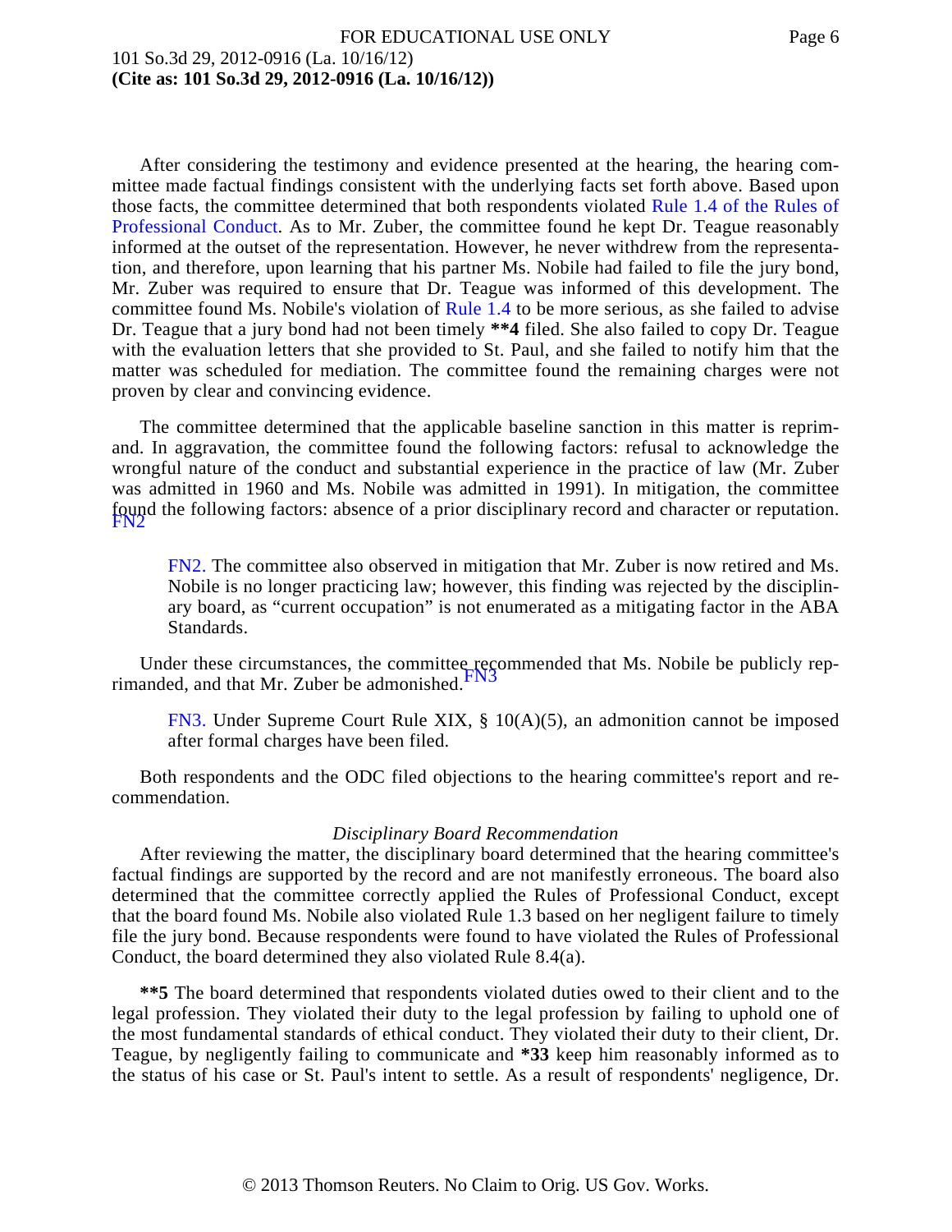After considering the testimony and evidence presented at the hearing, the hearing committee made factual findings consistent with the underlying facts set forth above. Based upon those facts, the committee determined that both respondents violated Rule 1.4 of the Rules of Professional Conduct. As to Mr. Zuber, the committee found he kept Dr. Teague reasonably informed at the outset of the representation. However, he never withdrew from the representation, and therefore, upon learning that his partner Ms. Nobile had failed to file the jury bond, Mr. Zuber was required to ensure that Dr. Teague was informed of this development. The committee found Ms. Nobile's violation of Rule 1.4 to be more serious, as she failed to advise Dr. Teague that a jury bond had not been timely **\*\*4** filed. She also failed to copy Dr. Teague with the evaluation letters that she provided to St. Paul, and she failed to notify him that the matter was scheduled for mediation. The committee found the remaining charges were not proven by clear and convincing evidence.

The committee determined that the applicable baseline sanction in this matter is reprimand. In aggravation, the committee found the following factors: refusal to acknowledge the wrongful nature of the conduct and substantial experience in the practice of law (Mr. Zuber was admitted in 1960 and Ms. Nobile was admitted in 1991). In mitigation, the committee found the following factors: absence of a prior disciplinary record and character or reputation. [FN2]

> FN2. The committee also observed in mitigation that Mr. Zuber is now retired and Ms. Nobile is no longer practicing law; however, this finding was rejected by the disciplinary board, as "current occupation" is not enumerated as a mitigating factor in the ABA Standards.

Under these circumstances, the committee recommended that Ms. Nobile be publicly reprimanded, and that Mr. Zuber be admonished. [FN3]

> FN3. Under Supreme Court Rule XIX, § 10(A)(5), an admonition cannot be imposed after formal charges have been filed.

Both respondents and the ODC filed objections to the hearing committee's report and recommendation.

*Disciplinary Board Recommendation*

After reviewing the matter, the disciplinary board determined that the hearing committee's factual findings are supported by the record and are not manifestly erroneous. The board also determined that the committee correctly applied the Rules of Professional Conduct, except that the board found Ms. Nobile also violated Rule 1.3 based on her negligent failure to timely file the jury bond. Because respondents were found to have violated the Rules of Professional Conduct, the board determined they also violated Rule 8.4(a).

**\*\*5** The board determined that respondents violated duties owed to their client and to the legal profession. They violated their duty to the legal profession by failing to uphold one of the most fundamental standards of ethical conduct. They violated their duty to their client, Dr. Teague, by negligently failing to communicate and **\*33** keep him reasonably informed as to the status of his case or St. Paul's intent to settle. As a result of respondents' negligence, Dr.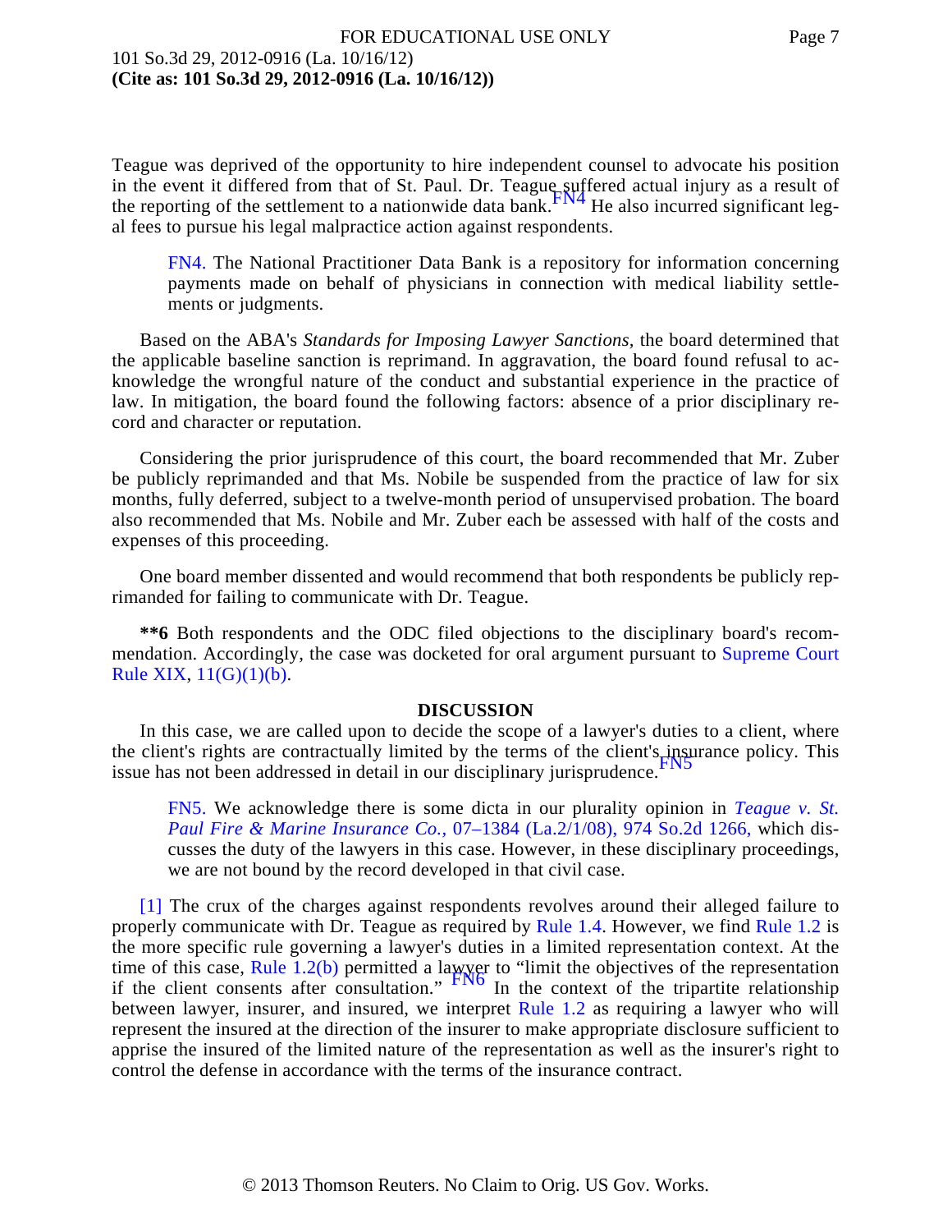Teague was deprived of the opportunity to hire independent counsel to advocate his position in the event it differed from that of St. Paul. Dr. Teague suffered actual injury as a result of the reporting of the settlement to a nationwide data bank.[FN4] He also incurred significant legal fees to pursue his legal malpractice action against respondents.

> FN4. The National Practitioner Data Bank is a repository for information concerning payments made on behalf of physicians in connection with medical liability settlements or judgments.

Based on the ABA's *Standards for Imposing Lawyer Sanctions*, the board determined that the applicable baseline sanction is reprimand. In aggravation, the board found refusal to acknowledge the wrongful nature of the conduct and substantial experience in the practice of law. In mitigation, the board found the following factors: absence of a prior disciplinary record and character or reputation.

Considering the prior jurisprudence of this court, the board recommended that Mr. Zuber be publicly reprimanded and that Ms. Nobile be suspended from the practice of law for six months, fully deferred, subject to a twelve-month period of unsupervised probation. The board also recommended that Ms. Nobile and Mr. Zuber each be assessed with half of the costs and expenses of this proceeding.

One board member dissented and would recommend that both respondents be publicly reprimanded for failing to communicate with Dr. Teague.

**\*\*6** Both respondents and the ODC filed objections to the disciplinary board's recommendation. Accordingly, the case was docketed for oral argument pursuant to Supreme Court Rule XIX, 11(G)(1)(b).

## DISCUSSION

In this case, we are called upon to decide the scope of a lawyer's duties to a client, where the client's rights are contractually limited by the terms of the client's insurance policy. This issue has not been addressed in detail in our disciplinary jurisprudence.[FN5]

> FN5. We acknowledge there is some dicta in our plurality opinion in *Teague v. St. Paul Fire & Marine Insurance Co.,* 07–1384 (La.2/1/08), 974 So.2d 1266, which discusses the duty of the lawyers in this case. However, in these disciplinary proceedings, we are not bound by the record developed in that civil case.

[1] The crux of the charges against respondents revolves around their alleged failure to properly communicate with Dr. Teague as required by Rule 1.4. However, we find Rule 1.2 is the more specific rule governing a lawyer's duties in a limited representation context. At the time of this case, Rule 1.2(b) permitted a lawyer to "limit the objectives of the representation if the client consents after consultation." [FN6] In the context of the tripartite relationship between lawyer, insurer, and insured, we interpret Rule 1.2 as requiring a lawyer who will represent the insured at the direction of the insurer to make appropriate disclosure sufficient to apprise the insured of the limited nature of the representation as well as the insurer's right to control the defense in accordance with the terms of the insurance contract.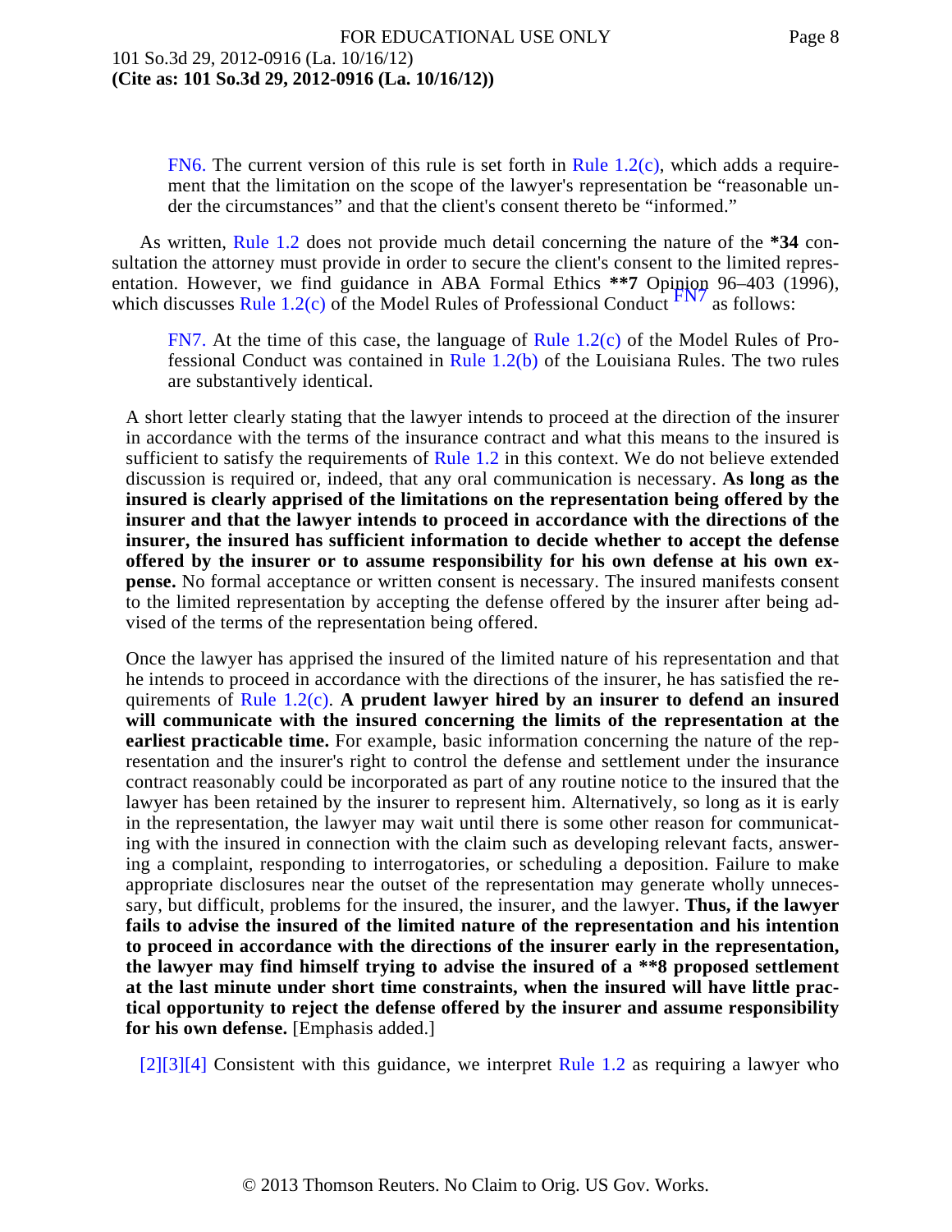FN6. The current version of this rule is set forth in Rule 1.2(c), which adds a requirement that the limitation on the scope of the lawyer's representation be "reasonable under the circumstances" and that the client's consent thereto be "informed."

As written, Rule 1.2 does not provide much detail concerning the nature of the *34 consultation the attorney must provide in order to secure the client's consent to the limited representation. However, we find guidance in ABA Formal Ethics **7 Opinion 96–403 (1996), which discusses Rule 1.2(c) of the Model Rules of Professional Conduct [FN7] as follows:

FN7. At the time of this case, the language of Rule 1.2(c) of the Model Rules of Professional Conduct was contained in Rule 1.2(b) of the Louisiana Rules. The two rules are substantively identical.

> A short letter clearly stating that the lawyer intends to proceed at the direction of the insurer in accordance with the terms of the insurance contract and what this means to the insured is sufficient to satisfy the requirements of Rule 1.2 in this context. We do not believe extended discussion is required or, indeed, that any oral communication is necessary. **As long as the insured is clearly apprised of the limitations on the representation being offered by the insurer and that the lawyer intends to proceed in accordance with the directions of the insurer, the insured has sufficient information to decide whether to accept the defense offered by the insurer or to assume responsibility for his own defense at his own expense.** No formal acceptance or written consent is necessary. The insured manifests consent to the limited representation by accepting the defense offered by the insurer after being advised of the terms of the representation being offered.
>
> Once the lawyer has apprised the insured of the limited nature of his representation and that he intends to proceed in accordance with the directions of the insurer, he has satisfied the requirements of Rule 1.2(c). **A prudent lawyer hired by an insurer to defend an insured will communicate with the insured concerning the limits of the representation at the earliest practicable time.** For example, basic information concerning the nature of the representation and the insurer's right to control the defense and settlement under the insurance contract reasonably could be incorporated as part of any routine notice to the insured that the lawyer has been retained by the insurer to represent him. Alternatively, so long as it is early in the representation, the lawyer may wait until there is some other reason for communicating with the insured in connection with the claim such as developing relevant facts, answering a complaint, responding to interrogatories, or scheduling a deposition. Failure to make appropriate disclosures near the outset of the representation may generate wholly unnecessary, but difficult, problems for the insured, the insurer, and the lawyer. **Thus, if the lawyer fails to advise the insured of the limited nature of the representation and his intention to proceed in accordance with the directions of the insurer early in the representation, the lawyer may find himself trying to advise the insured of a **8 proposed settlement at the last minute under short time constraints, when the insured will have little practical opportunity to reject the defense offered by the insurer and assume responsibility for his own defense.** [Emphasis added.]

[2][3][4] Consistent with this guidance, we interpret Rule 1.2 as requiring a lawyer who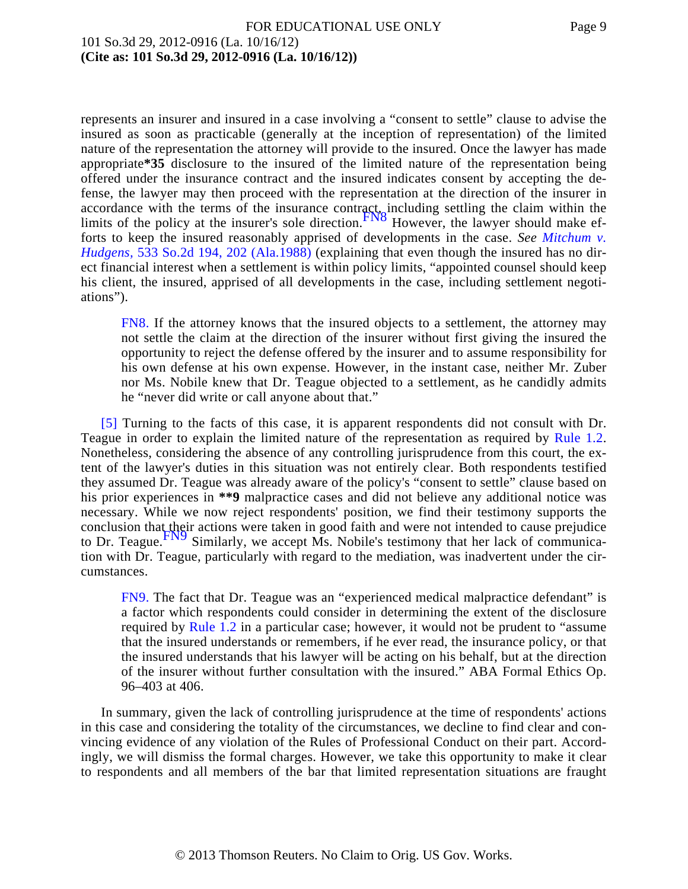represents an insurer and insured in a case involving a "consent to settle" clause to advise the insured as soon as practicable (generally at the inception of representation) of the limited nature of the representation the attorney will provide to the insured. Once the lawyer has made appropriate*35 disclosure to the insured of the limited nature of the representation being offered under the insurance contract and the insured indicates consent by accepting the defense, the lawyer may then proceed with the representation at the direction of the insurer in accordance with the terms of the insurance contract, including settling the claim within the limits of the policy at the insurer's sole direction.[FN8] However, the lawyer should make efforts to keep the insured reasonably apprised of developments in the case. *See Mitchum v. Hudgens,* 533 So.2d 194, 202 (Ala.1988) (explaining that even though the insured has no direct financial interest when a settlement is within policy limits, "appointed counsel should keep his client, the insured, apprised of all developments in the case, including settlement negotiations").

> FN8. If the attorney knows that the insured objects to a settlement, the attorney may not settle the claim at the direction of the insurer without first giving the insured the opportunity to reject the defense offered by the insurer and to assume responsibility for his own defense at his own expense. However, in the instant case, neither Mr. Zuber nor Ms. Nobile knew that Dr. Teague objected to a settlement, as he candidly admits he "never did write or call anyone about that."

[5] Turning to the facts of this case, it is apparent respondents did not consult with Dr. Teague in order to explain the limited nature of the representation as required by Rule 1.2. Nonetheless, considering the absence of any controlling jurisprudence from this court, the extent of the lawyer's duties in this situation was not entirely clear. Both respondents testified they assumed Dr. Teague was already aware of the policy's "consent to settle" clause based on his prior experiences in **9 malpractice cases and did not believe any additional notice was necessary. While we now reject respondents' position, we find their testimony supports the conclusion that their actions were taken in good faith and were not intended to cause prejudice to Dr. Teague.[FN9] Similarly, we accept Ms. Nobile's testimony that her lack of communication with Dr. Teague, particularly with regard to the mediation, was inadvertent under the circumstances.

> FN9. The fact that Dr. Teague was an "experienced medical malpractice defendant" is a factor which respondents could consider in determining the extent of the disclosure required by Rule 1.2 in a particular case; however, it would not be prudent to "assume that the insured understands or remembers, if he ever read, the insurance policy, or that the insured understands that his lawyer will be acting on his behalf, but at the direction of the insurer without further consultation with the insured." ABA Formal Ethics Op. 96–403 at 406.

In summary, given the lack of controlling jurisprudence at the time of respondents' actions in this case and considering the totality of the circumstances, we decline to find clear and convincing evidence of any violation of the Rules of Professional Conduct on their part. Accordingly, we will dismiss the formal charges. However, we take this opportunity to make it clear to respondents and all members of the bar that limited representation situations are fraught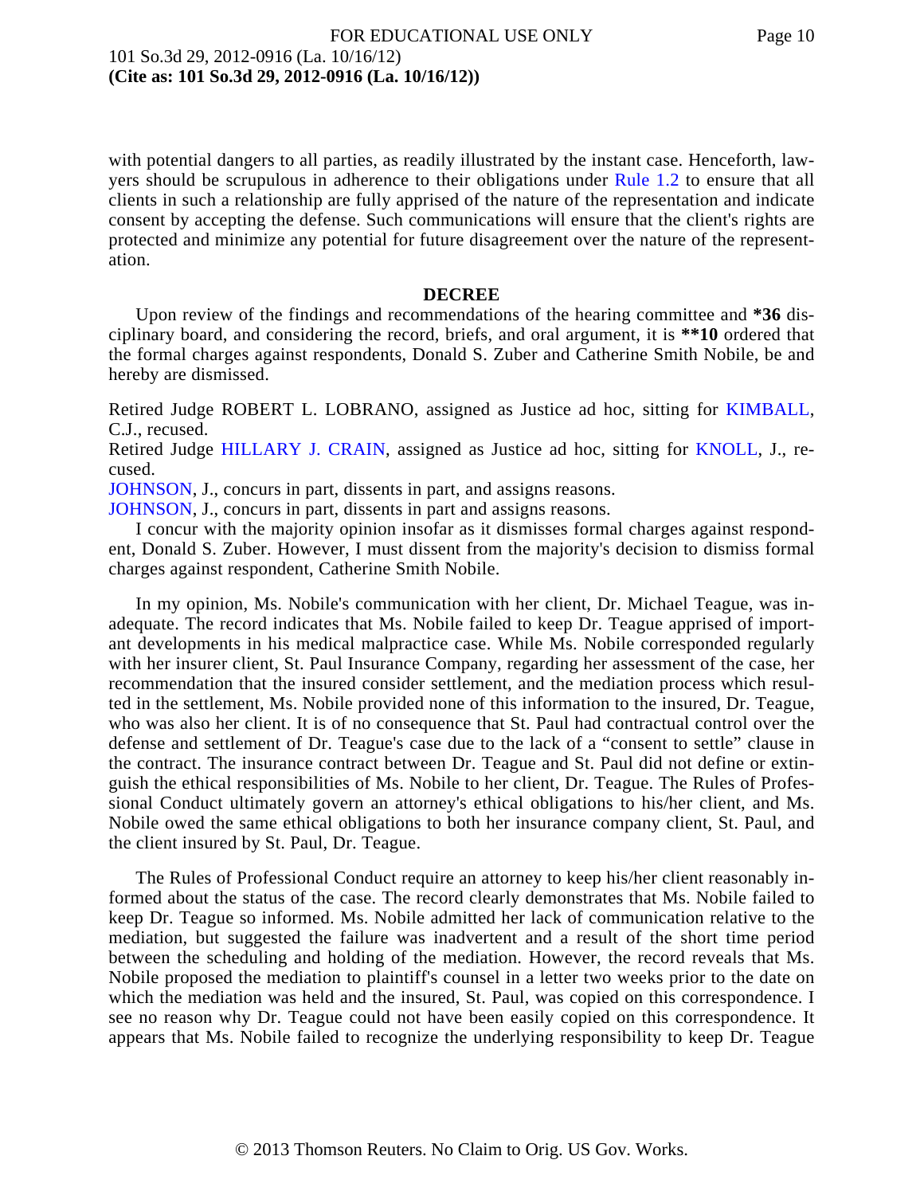with potential dangers to all parties, as readily illustrated by the instant case. Henceforth, lawyers should be scrupulous in adherence to their obligations under Rule 1.2 to ensure that all clients in such a relationship are fully apprised of the nature of the representation and indicate consent by accepting the defense. Such communications will ensure that the client's rights are protected and minimize any potential for future disagreement over the nature of the representation.

## DECREE

Upon review of the findings and recommendations of the hearing committee and **\*36** disciplinary board, and considering the record, briefs, and oral argument, it is **\*\*10** ordered that the formal charges against respondents, Donald S. Zuber and Catherine Smith Nobile, be and hereby are dismissed.

Retired Judge ROBERT L. LOBRANO, assigned as Justice ad hoc, sitting for KIMBALL, C.J., recused.

Retired Judge HILLARY J. CRAIN, assigned as Justice ad hoc, sitting for KNOLL, J., recused.

JOHNSON, J., concurs in part, dissents in part, and assigns reasons.

JOHNSON, J., concurs in part, dissents in part and assigns reasons.

I concur with the majority opinion insofar as it dismisses formal charges against respondent, Donald S. Zuber. However, I must dissent from the majority's decision to dismiss formal charges against respondent, Catherine Smith Nobile.

In my opinion, Ms. Nobile's communication with her client, Dr. Michael Teague, was inadequate. The record indicates that Ms. Nobile failed to keep Dr. Teague apprised of important developments in his medical malpractice case. While Ms. Nobile corresponded regularly with her insurer client, St. Paul Insurance Company, regarding her assessment of the case, her recommendation that the insured consider settlement, and the mediation process which resulted in the settlement, Ms. Nobile provided none of this information to the insured, Dr. Teague, who was also her client. It is of no consequence that St. Paul had contractual control over the defense and settlement of Dr. Teague's case due to the lack of a "consent to settle" clause in the contract. The insurance contract between Dr. Teague and St. Paul did not define or extinguish the ethical responsibilities of Ms. Nobile to her client, Dr. Teague. The Rules of Professional Conduct ultimately govern an attorney's ethical obligations to his/her client, and Ms. Nobile owed the same ethical obligations to both her insurance company client, St. Paul, and the client insured by St. Paul, Dr. Teague.

The Rules of Professional Conduct require an attorney to keep his/her client reasonably informed about the status of the case. The record clearly demonstrates that Ms. Nobile failed to keep Dr. Teague so informed. Ms. Nobile admitted her lack of communication relative to the mediation, but suggested the failure was inadvertent and a result of the short time period between the scheduling and holding of the mediation. However, the record reveals that Ms. Nobile proposed the mediation to plaintiff's counsel in a letter two weeks prior to the date on which the mediation was held and the insured, St. Paul, was copied on this correspondence. I see no reason why Dr. Teague could not have been easily copied on this correspondence. It appears that Ms. Nobile failed to recognize the underlying responsibility to keep Dr. Teague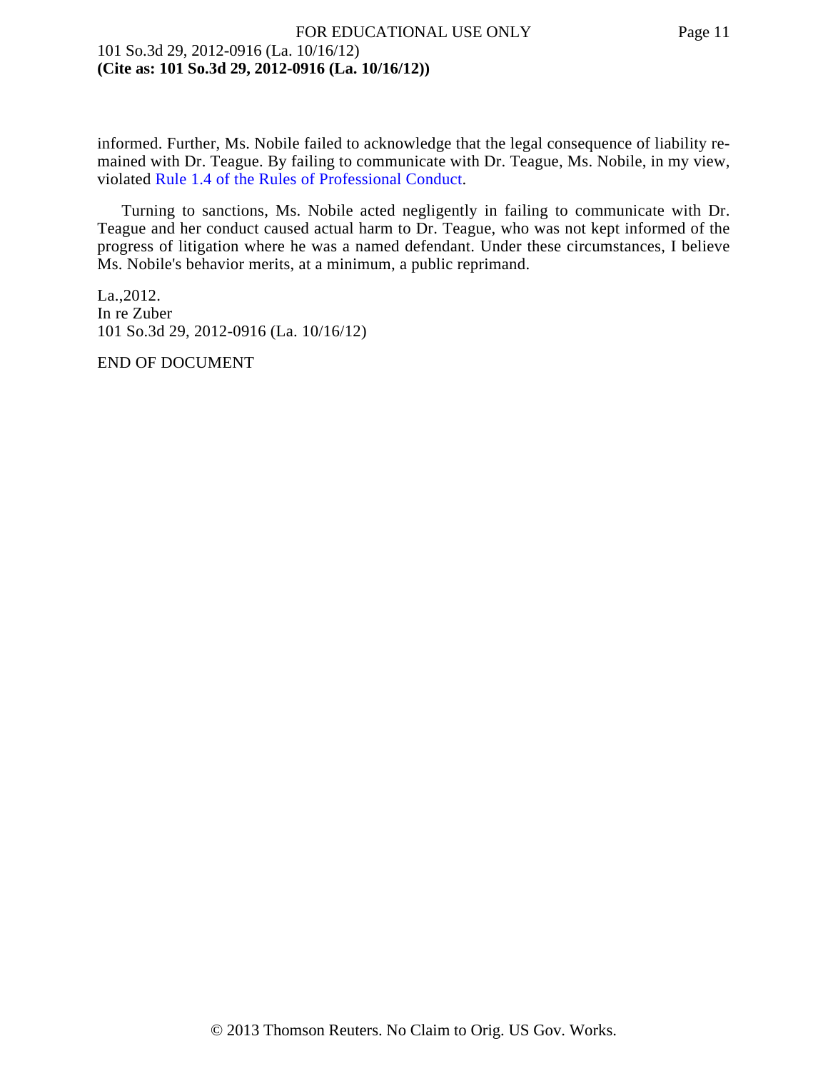informed. Further, Ms. Nobile failed to acknowledge that the legal consequence of liability remained with Dr. Teague. By failing to communicate with Dr. Teague, Ms. Nobile, in my view, violated Rule 1.4 of the Rules of Professional Conduct.

Turning to sanctions, Ms. Nobile acted negligently in failing to communicate with Dr. Teague and her conduct caused actual harm to Dr. Teague, who was not kept informed of the progress of litigation where he was a named defendant. Under these circumstances, I believe Ms. Nobile's behavior merits, at a minimum, a public reprimand.

La.,2012.
In re Zuber
101 So.3d 29, 2012-0916 (La. 10/16/12)

END OF DOCUMENT